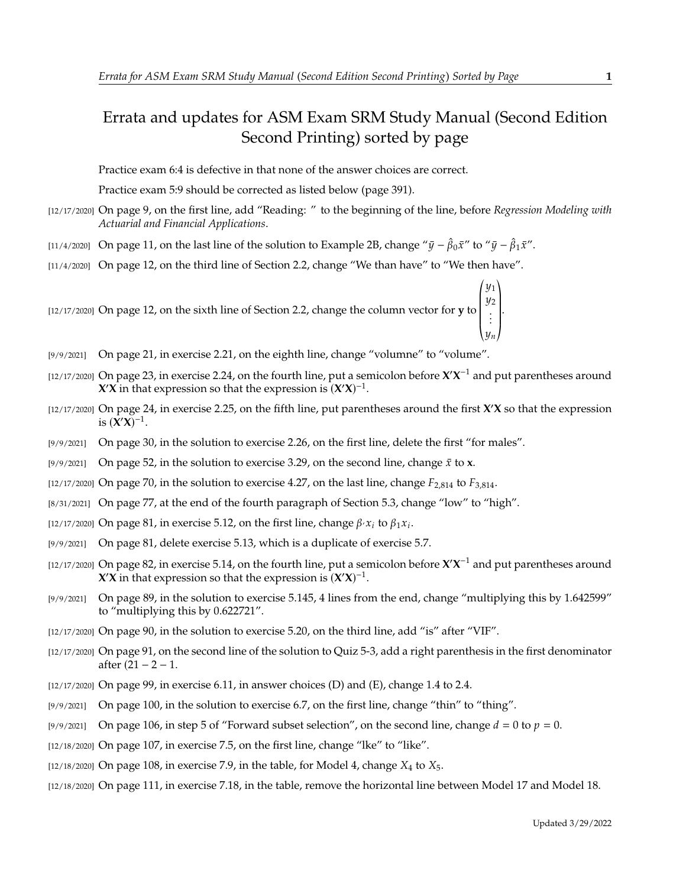# Errata and updates for ASM Exam SRM Study Manual (Second Edition Second Printing) sorted by page

Practice exam 6:4 is defective in that none of the answer choices are correct.

Practice exam 5:9 should be corrected as listed below (page 391).

[12/17/2020] On page 9, on the first line, add "Reading: " to the beginning of the line, before *Regression Modeling with Actuarial and Financial Applications*.

[11/4/2020] On page 11, on the last line of the solution to Example 2B, change "$\bar{y} - \hat{\beta}_0\bar{x}$" to "$\bar{y} - \hat{\beta}_1\bar{x}$".

[11/4/2020] On page 12, on the third line of Section 2.2, change "We than have" to "We then have".

[12/17/2020] On page 12, on the sixth line of Section 2.2, change the column vector for $\mathbf{y}$ to $\begin{pmatrix} y_1 \\ y_2 \\ \vdots \\ y_n \end{pmatrix}$.

[9/9/2021] On page 21, in exercise 2.21, on the eighth line, change "volumne" to "volume".

[12/17/2020] On page 23, in exercise 2.24, on the fourth line, put a semicolon before $\mathbf{X'X}^{-1}$ and put parentheses around $\mathbf{X'X}$ in that expression so that the expression is $(\mathbf{X'X})^{-1}$.

[12/17/2020] On page 24, in exercise 2.25, on the fifth line, put parentheses around the first $\mathbf{X'X}$ so that the expression is $(\mathbf{X'X})^{-1}$.

[9/9/2021] On page 30, in the solution to exercise 2.26, on the first line, delete the first "for males".

[9/9/2021] On page 52, in the solution to exercise 3.29, on the second line, change $\bar{x}$ to $\mathbf{x}$.

[12/17/2020] On page 70, in the solution to exercise 4.27, on the last line, change $F_{2,814}$ to $F_{3,814}$.

[8/31/2021] On page 77, at the end of the fourth paragraph of Section 5.3, change "low" to "high".

[12/17/2020] On page 81, in exercise 5.12, on the first line, change $\beta_{\prime} x_i$ to $\beta_1 x_i$.

[9/9/2021] On page 81, delete exercise 5.13, which is a duplicate of exercise 5.7.

[12/17/2020] On page 82, in exercise 5.14, on the fourth line, put a semicolon before $\mathbf{X'X}^{-1}$ and put parentheses around $\mathbf{X'X}$ in that expression so that the expression is $(\mathbf{X'X})^{-1}$.

[9/9/2021] On page 89, in the solution to exercise 5.145, 4 lines from the end, change "multiplying this by 1.642599" to "multiplying this by 0.622721".

[12/17/2020] On page 90, in the solution to exercise 5.20, on the third line, add "is" after "VIF".

[12/17/2020] On page 91, on the second line of the solution to Quiz 5-3, add a right parenthesis in the first denominator after $(21 - 2 - 1$.

[12/17/2020] On page 99, in exercise 6.11, in answer choices (D) and (E), change 1.4 to 2.4.

[9/9/2021] On page 100, in the solution to exercise 6.7, on the first line, change "thin" to "thing".

[9/9/2021] On page 106, in step 5 of "Forward subset selection", on the second line, change $d = 0$ to $p = 0$.

[12/18/2020] On page 107, in exercise 7.5, on the first line, change "lke" to "like".

[12/18/2020] On page 108, in exercise 7.9, in the table, for Model 4, change $X_4$ to $X_5$.

[12/18/2020] On page 111, in exercise 7.18, in the table, remove the horizontal line between Model 17 and Model 18.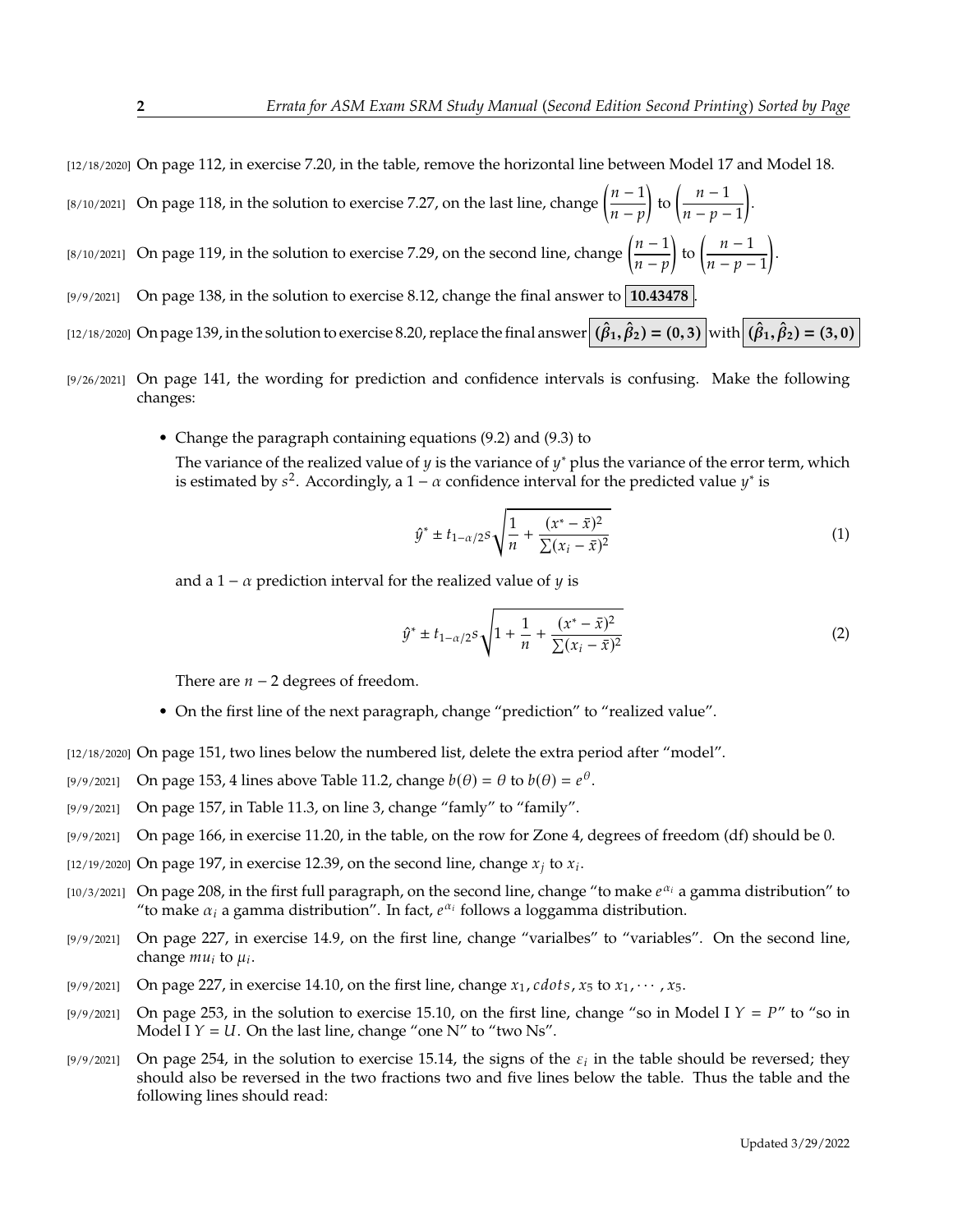[12/18/2020] On page 112, in exercise 7.20, in the table, remove the horizontal line between Model 17 and Model 18.

[8/10/2021] On page 118, in the solution to exercise 7.27, on the last line, change $\left(\dfrac{n-1}{n-p}\right)$ to $\left(\dfrac{n-1}{n-p-1}\right)$.

[8/10/2021] On page 119, in the solution to exercise 7.29, on the second line, change $\left(\dfrac{n-1}{n-p}\right)$ to $\left(\dfrac{n-1}{n-p-1}\right)$.

[9/9/2021] On page 138, in the solution to exercise 8.12, change the final answer to $\boxed{\mathbf{10.43478}}$.

[12/18/2020] On page 139, in the solution to exercise 8.20, replace the final answer $\boxed{(\hat\beta_1, \hat\beta_2) = (0, 3)}$ with $\boxed{(\hat\beta_1, \hat\beta_2) = (3, 0)}$

[9/26/2021] On page 141, the wording for prediction and confidence intervals is confusing. Make the following changes:

- Change the paragraph containing equations (9.2) and (9.3) to

  The variance of the realized value of $y$ is the variance of $y^*$ plus the variance of the error term, which is estimated by $s^2$. Accordingly, a $1-\alpha$ confidence interval for the predicted value $y^*$ is

  $$\hat{y}^* \pm t_{1-\alpha/2} s \sqrt{\frac{1}{n} + \frac{(x^* - \bar{x})^2}{\sum (x_i - \bar{x})^2}} \tag{1}$$

  and a $1-\alpha$ prediction interval for the realized value of $y$ is

  $$\hat{y}^* \pm t_{1-\alpha/2} s \sqrt{1 + \frac{1}{n} + \frac{(x^* - \bar{x})^2}{\sum (x_i - \bar{x})^2}} \tag{2}$$

  There are $n-2$ degrees of freedom.

- On the first line of the next paragraph, change "prediction" to "realized value".

[12/18/2020] On page 151, two lines below the numbered list, delete the extra period after "model".

[9/9/2021] On page 153, 4 lines above Table 11.2, change $b(\theta) = \theta$ to $b(\theta) = e^\theta$.

[9/9/2021] On page 157, in Table 11.3, on line 3, change "famly" to "family".

[9/9/2021] On page 166, in exercise 11.20, in the table, on the row for Zone 4, degrees of freedom (df) should be 0.

[12/19/2020] On page 197, in exercise 12.39, on the second line, change $x_j$ to $x_i$.

[10/3/2021] On page 208, in the first full paragraph, on the second line, change "to make $e^{\alpha_i}$ a gamma distribution" to "to make $\alpha_i$ a gamma distribution". In fact, $e^{\alpha_i}$ follows a loggamma distribution.

[9/9/2021] On page 227, in exercise 14.9, on the first line, change "varialbes" to "variables". On the second line, change $mu_i$ to $\mu_i$.

[9/9/2021] On page 227, in exercise 14.10, on the first line, change $x_1, cdots, x_5$ to $x_1, \cdots, x_5$.

[9/9/2021] On page 253, in the solution to exercise 15.10, on the first line, change "so in Model I $Y = P$" to "so in Model I $Y = U$. On the last line, change "one N" to "two Ns".

[9/9/2021] On page 254, in the solution to exercise 15.14, the signs of the $\varepsilon_i$ in the table should be reversed; they should also be reversed in the two fractions two and five lines below the table. Thus the table and the following lines should read: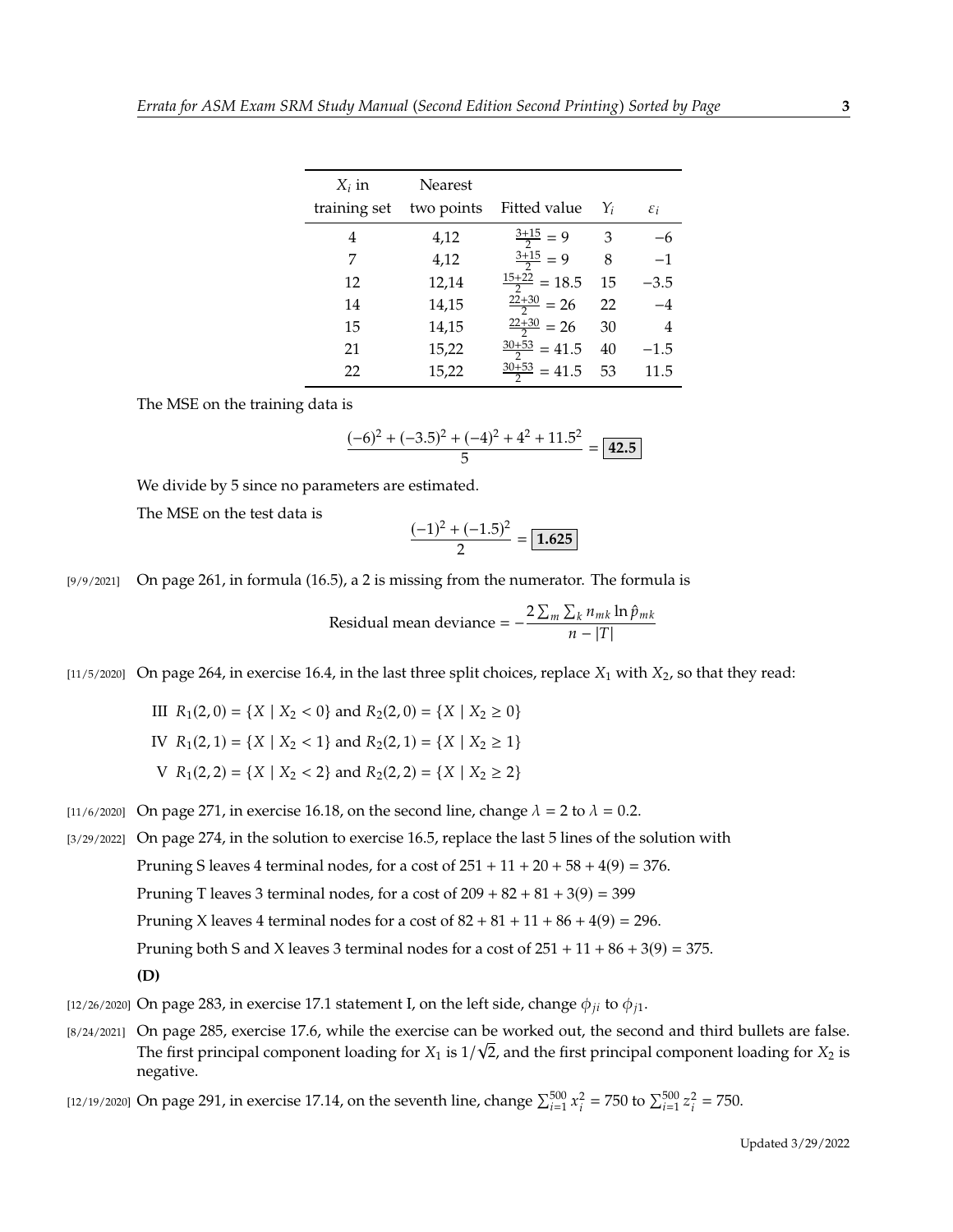| $X_i$ in training set | Nearest two points | Fitted value | $Y_i$ | $\varepsilon_i$ |
|---|---|---|---|---|
| 4 | 4,12 | $\frac{3+15}{2} = 9$ | 3 | $-6$ |
| 7 | 4,12 | $\frac{3+15}{2} = 9$ | 8 | $-1$ |
| 12 | 12,14 | $\frac{15+22}{2} = 18.5$ | 15 | $-3.5$ |
| 14 | 14,15 | $\frac{22+30}{2} = 26$ | 22 | $-4$ |
| 15 | 14,15 | $\frac{22+30}{2} = 26$ | 30 | 4 |
| 21 | 15,22 | $\frac{30+53}{2} = 41.5$ | 40 | $-1.5$ |
| 22 | 15,22 | $\frac{30+53}{2} = 41.5$ | 53 | 11.5 |

The MSE on the training data is

$$\frac{(-6)^2 + (-3.5)^2 + (-4)^2 + 4^2 + 11.5^2}{5} = \boxed{\mathbf{42.5}}$$

We divide by 5 since no parameters are estimated.

The MSE on the test data is

$$\frac{(-1)^2 + (-1.5)^2}{2} = \boxed{\mathbf{1.625}}$$

[9/9/2021] On page 261, in formula (16.5), a 2 is missing from the numerator. The formula is

$$\text{Residual mean deviance} = -\frac{2\sum_m \sum_k n_{mk} \ln \hat{p}_{mk}}{n - |T|}$$

[11/5/2020] On page 264, in exercise 16.4, in the last three split choices, replace $X_1$ with $X_2$, so that they read:

III $R_1(2,0) = \{X \mid X_2 < 0\}$ and $R_2(2,0) = \{X \mid X_2 \geq 0\}$

IV $R_1(2,1) = \{X \mid X_2 < 1\}$ and $R_2(2,1) = \{X \mid X_2 \geq 1\}$

V $R_1(2,2) = \{X \mid X_2 < 2\}$ and $R_2(2,2) = \{X \mid X_2 \geq 2\}$

[11/6/2020] On page 271, in exercise 16.18, on the second line, change $\lambda = 2$ to $\lambda = 0.2$.

[3/29/2022] On page 274, in the solution to exercise 16.5, replace the last 5 lines of the solution with

Pruning S leaves 4 terminal nodes, for a cost of $251 + 11 + 20 + 58 + 4(9) = 376$.

Pruning T leaves 3 terminal nodes, for a cost of $209 + 82 + 81 + 3(9) = 399$

Pruning X leaves 4 terminal nodes for a cost of $82 + 81 + 11 + 86 + 4(9) = 296$.

Pruning both S and X leaves 3 terminal nodes for a cost of $251 + 11 + 86 + 3(9) = 375$.

**(D)**

[12/26/2020] On page 283, in exercise 17.1 statement I, on the left side, change $\phi_{ji}$ to $\phi_{j1}$.

[8/24/2021] On page 285, exercise 17.6, while the exercise can be worked out, the second and third bullets are false. The first principal component loading for $X_1$ is $1/\sqrt{2}$, and the first principal component loading for $X_2$ is negative.

[12/19/2020] On page 291, in exercise 17.14, on the seventh line, change $\sum_{i=1}^{500} x_i^2 = 750$ to $\sum_{i=1}^{500} z_i^2 = 750$.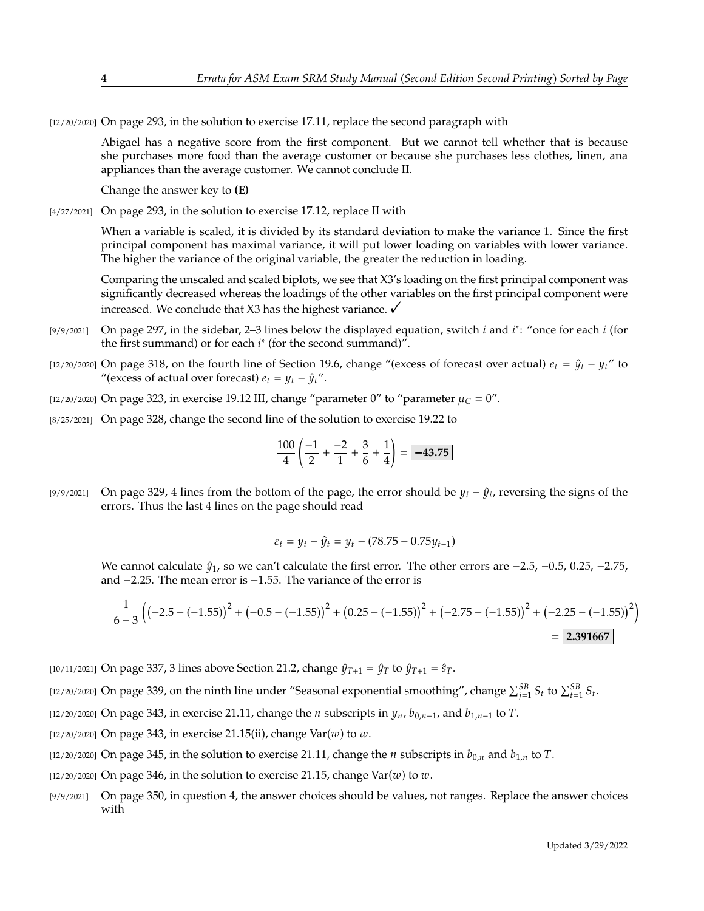[12/20/2020] On page 293, in the solution to exercise 17.11, replace the second paragraph with

> Abigael has a negative score from the first component. But we cannot tell whether that is because she purchases more food than the average customer or because she purchases less clothes, linen, ana appliances than the average customer. We cannot conclude II.
>
> Change the answer key to **(E)**

[4/27/2021] On page 293, in the solution to exercise 17.12, replace II with

> When a variable is scaled, it is divided by its standard deviation to make the variance 1. Since the first principal component has maximal variance, it will put lower loading on variables with lower variance. The higher the variance of the original variable, the greater the reduction in loading.
>
> Comparing the unscaled and scaled biplots, we see that X3's loading on the first principal component was significantly decreased whereas the loadings of the other variables on the first principal component were increased. We conclude that X3 has the highest variance. ✓

[9/9/2021] On page 297, in the sidebar, 2–3 lines below the displayed equation, switch $i$ and $i^*$: "once for each $i$ (for the first summand) or for each $i^*$ (for the second summand)".

[12/20/2020] On page 318, on the fourth line of Section 19.6, change "(excess of forecast over actual) $e_t = \hat{y}_t - y_t$" to "(excess of actual over forecast) $e_t = y_t - \hat{y}_t$".

[12/20/2020] On page 323, in exercise 19.12 III, change "parameter 0" to "parameter $\mu_C = 0$".

[8/25/2021] On page 328, change the second line of the solution to exercise 19.22 to

$$\frac{100}{4}\left(\frac{-1}{2} + \frac{-2}{1} + \frac{3}{6} + \frac{1}{4}\right) = \boxed{\mathbf{-43.75}}$$

[9/9/2021] On page 329, 4 lines from the bottom of the page, the error should be $y_i - \hat{y}_i$, reversing the signs of the errors. Thus the last 4 lines on the page should read

> $$\varepsilon_t = y_t - \hat{y}_t = y_t - (78.75 - 0.75y_{t-1})$$
>
> We cannot calculate $\hat{y}_1$, so we can't calculate the first error. The other errors are −2.5, −0.5, 0.25, −2.75, and −2.25. The mean error is −1.55. The variance of the error is
>
> $$\frac{1}{6-3}\left(\left(-2.5-(-1.55)\right)^2 + \left(-0.5-(-1.55)\right)^2 + \left(0.25-(-1.55)\right)^2 + \left(-2.75-(-1.55)\right)^2 + \left(-2.25-(-1.55)\right)^2\right) = \boxed{\mathbf{2.391667}}$$

[10/11/2021] On page 337, 3 lines above Section 21.2, change $\hat{y}_{T+1} = \hat{y}_T$ to $\hat{y}_{T+1} = \hat{s}_T$.

[12/20/2020] On page 339, on the ninth line under "Seasonal exponential smoothing", change $\sum_{j=1}^{SB} S_t$ to $\sum_{t=1}^{SB} S_t$.

[12/20/2020] On page 343, in exercise 21.11, change the $n$ subscripts in $y_n$, $b_{0,n-1}$, and $b_{1,n-1}$ to $T$.

[12/20/2020] On page 343, in exercise 21.15(ii), change $\mathrm{Var}(w)$ to $w$.

[12/20/2020] On page 345, in the solution to exercise 21.11, change the $n$ subscripts in $b_{0,n}$ and $b_{1,n}$ to $T$.

[12/20/2020] On page 346, in the solution to exercise 21.15, change $\mathrm{Var}(w)$ to $w$.

[9/9/2021] On page 350, in question 4, the answer choices should be values, not ranges. Replace the answer choices with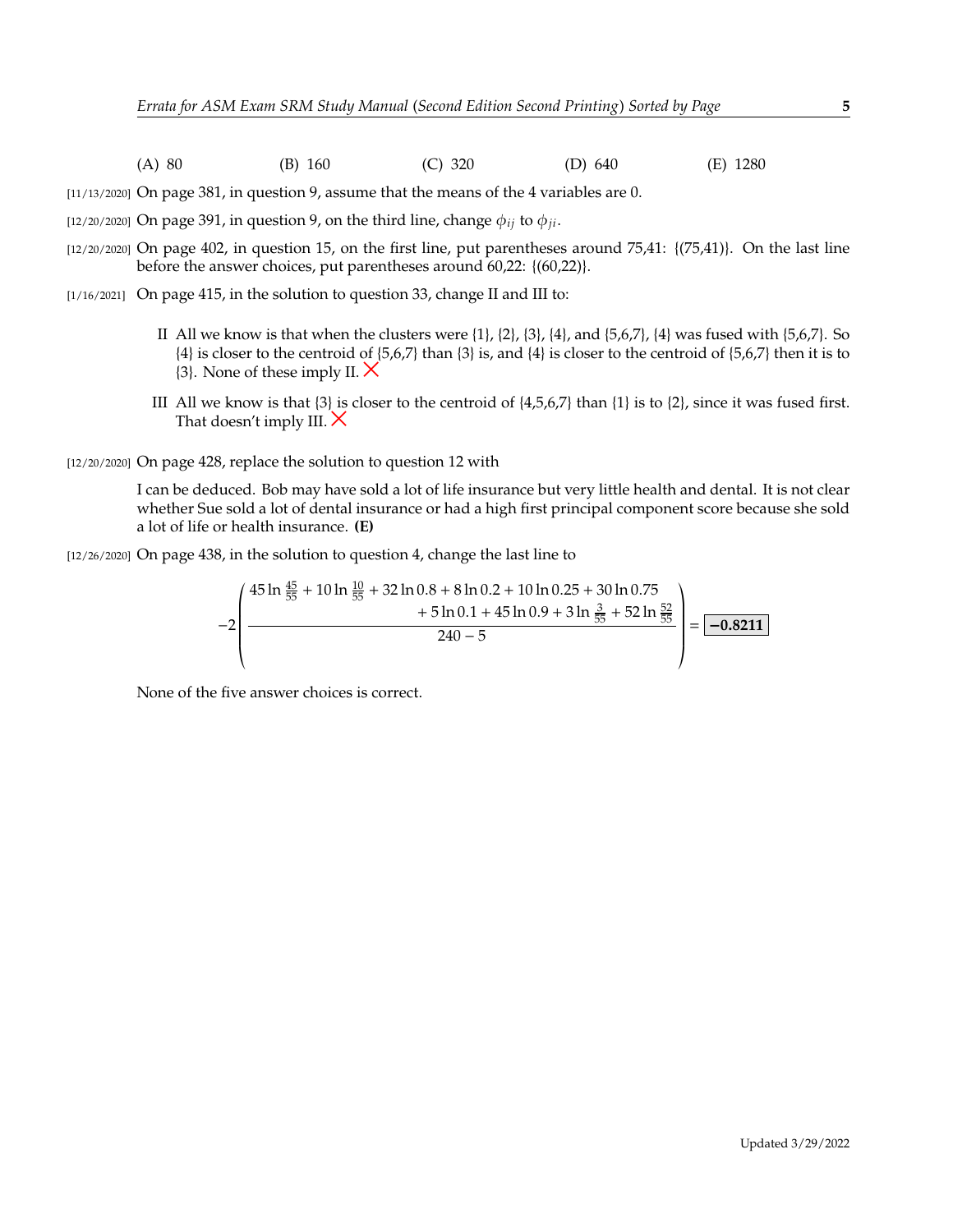(A) 80 (B) 160 (C) 320 (D) 640 (E) 1280

[11/13/2020] On page 381, in question 9, assume that the means of the 4 variables are 0.

[12/20/2020] On page 391, in question 9, on the third line, change $\phi_{ij}$ to $\phi_{ji}$.

[12/20/2020] On page 402, in question 15, on the first line, put parentheses around 75,41: {(75,41)}. On the last line before the answer choices, put parentheses around 60,22: {(60,22)}.

[1/16/2021] On page 415, in the solution to question 33, change II and III to:

> II All we know is that when the clusters were {1}, {2}, {3}, {4}, and {5,6,7}, {4} was fused with {5,6,7}. So {4} is closer to the centroid of {5,6,7} than {3} is, and {4} is closer to the centroid of {5,6,7} then it is to {3}. None of these imply II. ✗
>
> III All we know is that {3} is closer to the centroid of {4,5,6,7} than {1} is to {2}, since it was fused first. That doesn't imply III. ✗

[12/20/2020] On page 428, replace the solution to question 12 with

> I can be deduced. Bob may have sold a lot of life insurance but very little health and dental. It is not clear whether Sue sold a lot of dental insurance or had a high first principal component score because she sold a lot of life or health insurance. **(E)**

[12/26/2020] On page 438, in the solution to question 4, change the last line to

$$-2\left(\frac{45\ln\frac{45}{55} + 10\ln\frac{10}{55} + 32\ln 0.8 + 8\ln 0.2 + 10\ln 0.25 + 30\ln 0.75 + 5\ln 0.1 + 45\ln 0.9 + 3\ln\frac{3}{55} + 52\ln\frac{52}{55}}{240-5}\right) = \boxed{-0.8211}$$

None of the five answer choices is correct.